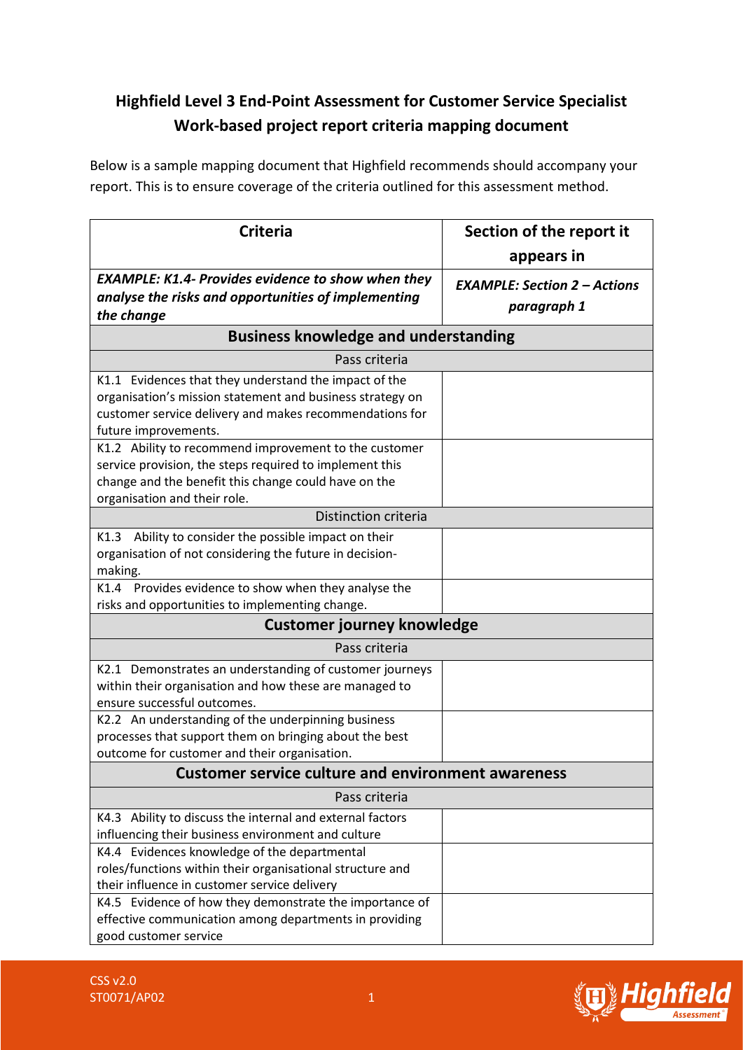# Highfield Level 3 End-Point Assessment for Customer Service Specialist
# Work-based project report criteria mapping document

Below is a sample mapping document that Highfield recommends should accompany your report. This is to ensure coverage of the criteria outlined for this assessment method.

| Criteria | Section of the report it appears in |
|---|---|
| ***EXAMPLE: K1.4- Provides evidence to show when they analyse the risks and opportunities of implementing the change*** | ***EXAMPLE: Section 2 – Actions paragraph 1*** |
| **Business knowledge and understanding** | |
| Pass criteria | |
| K1.1 Evidences that they understand the impact of the organisation's mission statement and business strategy on customer service delivery and makes recommendations for future improvements. | |
| K1.2 Ability to recommend improvement to the customer service provision, the steps required to implement this change and the benefit this change could have on the organisation and their role. | |
| Distinction criteria | |
| K1.3 Ability to consider the possible impact on their organisation of not considering the future in decision-making. | |
| K1.4 Provides evidence to show when they analyse the risks and opportunities to implementing change. | |
| **Customer journey knowledge** | |
| Pass criteria | |
| K2.1 Demonstrates an understanding of customer journeys within their organisation and how these are managed to ensure successful outcomes. | |
| K2.2 An understanding of the underpinning business processes that support them on bringing about the best outcome for customer and their organisation. | |
| **Customer service culture and environment awareness** | |
| Pass criteria | |
| K4.3 Ability to discuss the internal and external factors influencing their business environment and culture | |
| K4.4 Evidences knowledge of the departmental roles/functions within their organisational structure and their influence in customer service delivery | |
| K4.5 Evidence of how they demonstrate the importance of effective communication among departments in providing good customer service | |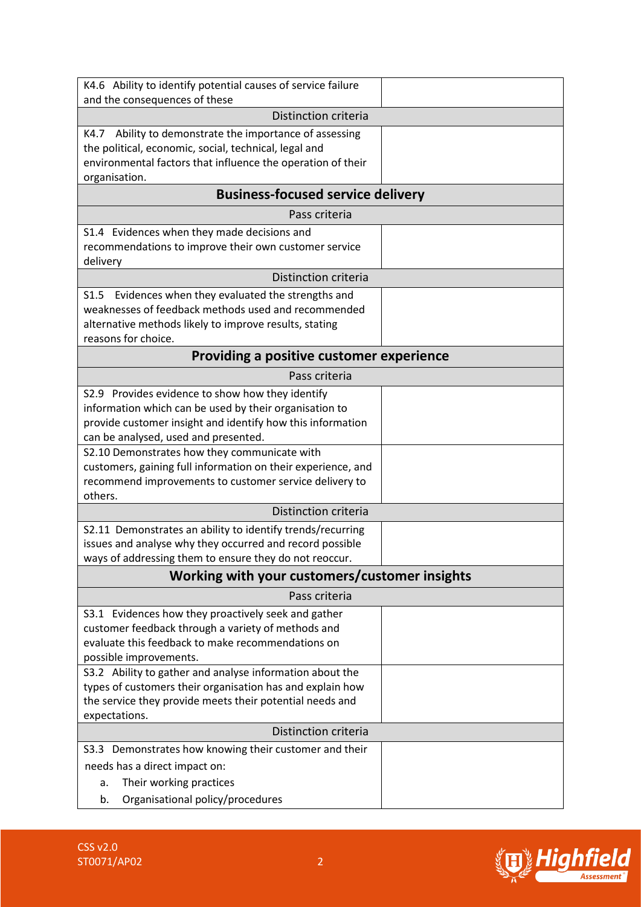| | |
|---|---|
| K4.6 Ability to identify potential causes of service failure and the consequences of these | |
| **Distinction criteria** | |
| K4.7 Ability to demonstrate the importance of assessing the political, economic, social, technical, legal and environmental factors that influence the operation of their organisation. | |
| **Business-focused service delivery** | |
| **Pass criteria** | |
| S1.4 Evidences when they made decisions and recommendations to improve their own customer service delivery | |
| **Distinction criteria** | |
| S1.5 Evidences when they evaluated the strengths and weaknesses of feedback methods used and recommended alternative methods likely to improve results, stating reasons for choice. | |
| **Providing a positive customer experience** | |
| **Pass criteria** | |
| S2.9 Provides evidence to show how they identify information which can be used by their organisation to provide customer insight and identify how this information can be analysed, used and presented. | |
| S2.10 Demonstrates how they communicate with customers, gaining full information on their experience, and recommend improvements to customer service delivery to others. | |
| **Distinction criteria** | |
| S2.11 Demonstrates an ability to identify trends/recurring issues and analyse why they occurred and record possible ways of addressing them to ensure they do not reoccur. | |
| **Working with your customers/customer insights** | |
| **Pass criteria** | |
| S3.1 Evidences how they proactively seek and gather customer feedback through a variety of methods and evaluate this feedback to make recommendations on possible improvements. | |
| S3.2 Ability to gather and analyse information about the types of customers their organisation has and explain how the service they provide meets their potential needs and expectations. | |
| **Distinction criteria** | |
| S3.3 Demonstrates how knowing their customer and their needs has a direct impact on:<br>a. Their working practices<br>b. Organisational policy/procedures | |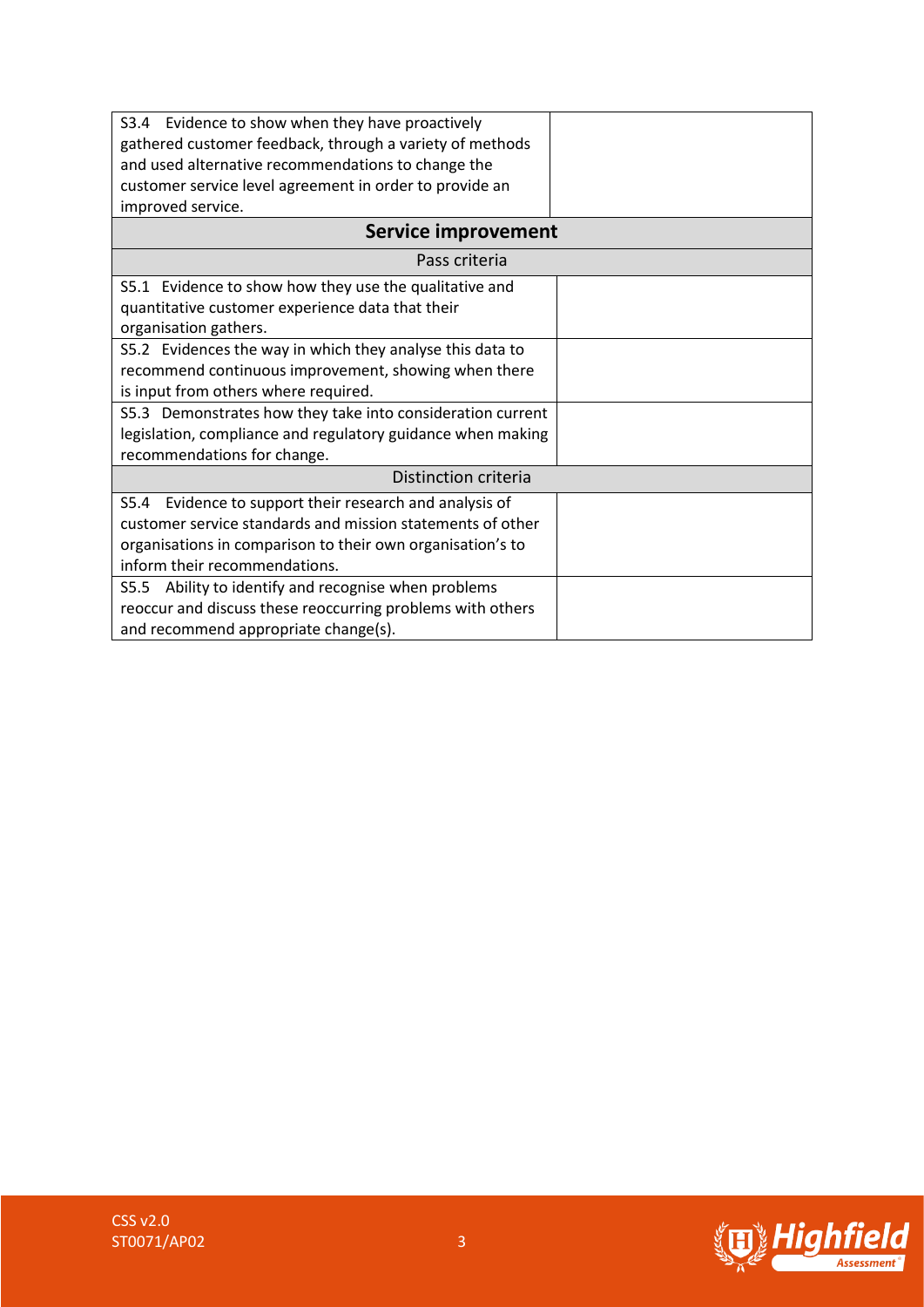| | |
|---|---|
| S3.4 Evidence to show when they have proactively gathered customer feedback, through a variety of methods and used alternative recommendations to change the customer service level agreement in order to provide an improved service. | |
| **Service improvement** | |
| Pass criteria | |
| S5.1 Evidence to show how they use the qualitative and quantitative customer experience data that their organisation gathers. | |
| S5.2 Evidences the way in which they analyse this data to recommend continuous improvement, showing when there is input from others where required. | |
| S5.3 Demonstrates how they take into consideration current legislation, compliance and regulatory guidance when making recommendations for change. | |
| Distinction criteria | |
| S5.4 Evidence to support their research and analysis of customer service standards and mission statements of other organisations in comparison to their own organisation's to inform their recommendations. | |
| S5.5 Ability to identify and recognise when problems reoccur and discuss these reoccurring problems with others and recommend appropriate change(s). | |